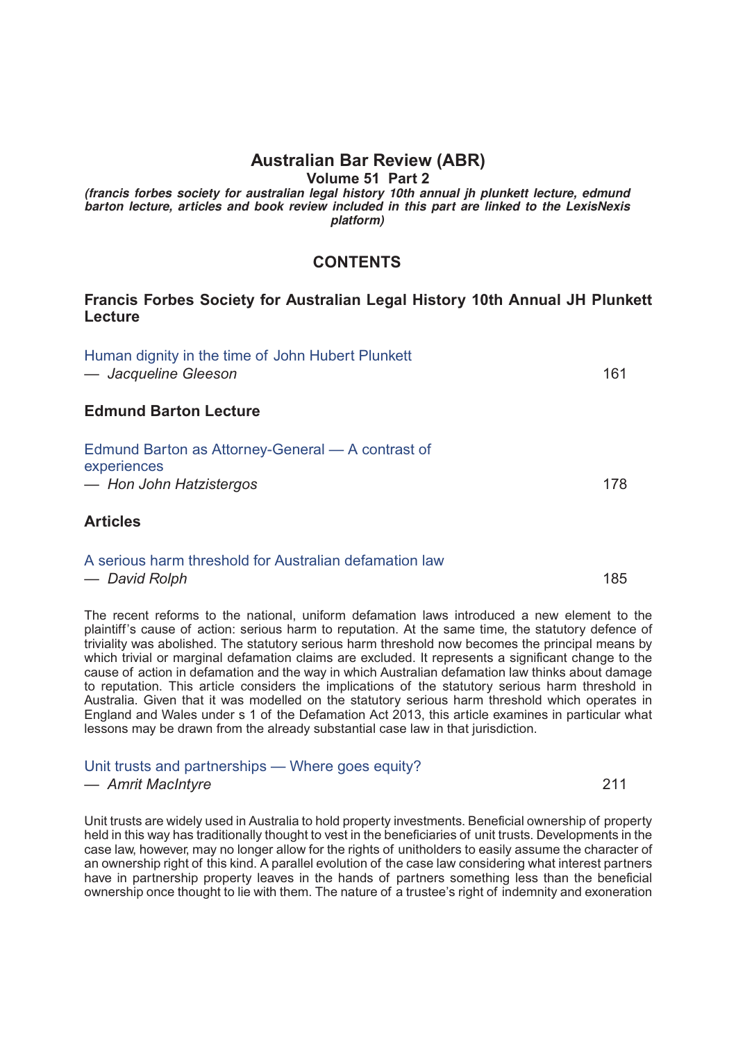# Australian Bar Review (ABR)

**Volume 51 Part 2**

***(francis forbes society for australian legal history 10th annual jh plunkett lecture, edmund barton lecture, articles and book review included in this part are linked to the LexisNexis platform)***

## CONTENTS

### Francis Forbes Society for Australian Legal History 10th Annual JH Plunkett Lecture

Human dignity in the time of John Hubert Plunkett
— *Jacqueline Gleeson* 161

### Edmund Barton Lecture

Edmund Barton as Attorney-General — A contrast of experiences
— *Hon John Hatzistergos* 178

### Articles

A serious harm threshold for Australian defamation law
— *David Rolph* 185

The recent reforms to the national, uniform defamation laws introduced a new element to the plaintiff's cause of action: serious harm to reputation. At the same time, the statutory defence of triviality was abolished. The statutory serious harm threshold now becomes the principal means by which trivial or marginal defamation claims are excluded. It represents a significant change to the cause of action in defamation and the way in which Australian defamation law thinks about damage to reputation. This article considers the implications of the statutory serious harm threshold in Australia. Given that it was modelled on the statutory serious harm threshold which operates in England and Wales under s 1 of the Defamation Act 2013, this article examines in particular what lessons may be drawn from the already substantial case law in that jurisdiction.

Unit trusts and partnerships — Where goes equity?
— *Amrit MacIntyre* 211

Unit trusts are widely used in Australia to hold property investments. Beneficial ownership of property held in this way has traditionally thought to vest in the beneficiaries of unit trusts. Developments in the case law, however, may no longer allow for the rights of unitholders to easily assume the character of an ownership right of this kind. A parallel evolution of the case law considering what interest partners have in partnership property leaves in the hands of partners something less than the beneficial ownership once thought to lie with them. The nature of a trustee's right of indemnity and exoneration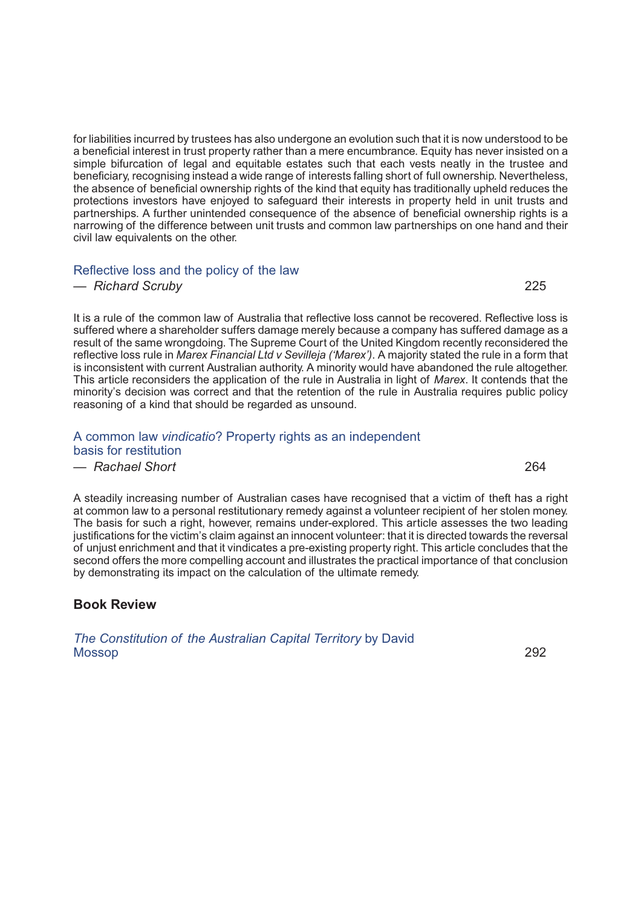for liabilities incurred by trustees has also undergone an evolution such that it is now understood to be a beneficial interest in trust property rather than a mere encumbrance. Equity has never insisted on a simple bifurcation of legal and equitable estates such that each vests neatly in the trustee and beneficiary, recognising instead a wide range of interests falling short of full ownership. Nevertheless, the absence of beneficial ownership rights of the kind that equity has traditionally upheld reduces the protections investors have enjoyed to safeguard their interests in property held in unit trusts and partnerships. A further unintended consequence of the absence of beneficial ownership rights is a narrowing of the difference between unit trusts and common law partnerships on one hand and their civil law equivalents on the other.

### Reflective loss and the policy of the law
— *Richard Scruby* 225

It is a rule of the common law of Australia that reflective loss cannot be recovered. Reflective loss is suffered where a shareholder suffers damage merely because a company has suffered damage as a result of the same wrongdoing. The Supreme Court of the United Kingdom recently reconsidered the reflective loss rule in *Marex Financial Ltd v Sevilleja ('Marex')*. A majority stated the rule in a form that is inconsistent with current Australian authority. A minority would have abandoned the rule altogether. This article reconsiders the application of the rule in Australia in light of *Marex*. It contends that the minority's decision was correct and that the retention of the rule in Australia requires public policy reasoning of a kind that should be regarded as unsound.

### A common law *vindicatio*? Property rights as an independent basis for restitution
— *Rachael Short* 264

A steadily increasing number of Australian cases have recognised that a victim of theft has a right at common law to a personal restitutionary remedy against a volunteer recipient of her stolen money. The basis for such a right, however, remains under-explored. This article assesses the two leading justifications for the victim's claim against an innocent volunteer: that it is directed towards the reversal of unjust enrichment and that it vindicates a pre-existing property right. This article concludes that the second offers the more compelling account and illustrates the practical importance of that conclusion by demonstrating its impact on the calculation of the ultimate remedy.

## Book Review

*The Constitution of the Australian Capital Territory* by David Mossop 292